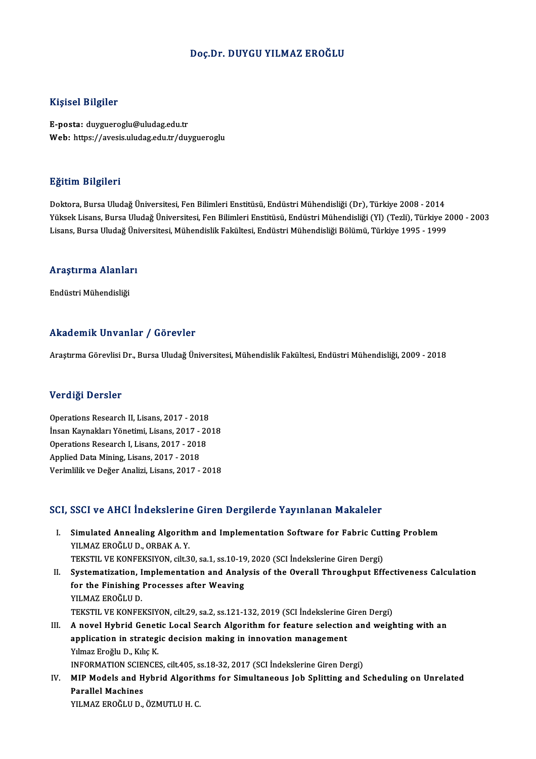# Doç.Dr. DUYGU YILMAZ EROĞLU

## Kişisel Bilgiler

**E-posta:** duygueroglu@uludag.edu.tr
**Web:** https://avesis.uludag.edu.tr/duygueroglu

## Eğitim Bilgileri

Doktora, Bursa Uludağ Üniversitesi, Fen Bilimleri Enstitüsü, Endüstri Mühendisliği (Dr), Türkiye 2008 - 2014
Yüksek Lisans, Bursa Uludağ Üniversitesi, Fen Bilimleri Enstitüsü, Endüstri Mühendisliği (Yl) (Tezli), Türkiye 2000 - 2003
Lisans, Bursa Uludağ Üniversitesi, Mühendislik Fakültesi, Endüstri Mühendisliği Bölümü, Türkiye 1995 - 1999

## Araştırma Alanları

Endüstri Mühendisliği

## Akademik Unvanlar / Görevler

Araştırma Görevlisi Dr., Bursa Uludağ Üniversitesi, Mühendislik Fakültesi, Endüstri Mühendisliği, 2009 - 2018

## Verdiği Dersler

Operations Research II, Lisans, 2017 - 2018
İnsan Kaynakları Yönetimi, Lisans, 2017 - 2018
Operations Research I, Lisans, 2017 - 2018
Applied Data Mining, Lisans, 2017 - 2018
Verimlilik ve Değer Analizi, Lisans, 2017 - 2018

## SCI, SSCI ve AHCI İndekslerine Giren Dergilerde Yayınlanan Makaleler

I. **Simulated Annealing Algorithm and Implementation Software for Fabric Cutting Problem**
   YILMAZ EROĞLU D., ORBAK A. Y.
   TEKSTIL VE KONFEKSIYON, cilt.30, sa.1, ss.10-19, 2020 (SCI İndekslerine Giren Dergi)

II. **Systematization, Implementation and Analysis of the Overall Throughput Effectiveness Calculation for the Finishing Processes after Weaving**
   YILMAZ EROĞLU D.
   TEKSTIL VE KONFEKSIYON, cilt.29, sa.2, ss.121-132, 2019 (SCI İndekslerine Giren Dergi)

III. **A novel Hybrid Genetic Local Search Algorithm for feature selection and weighting with an application in strategic decision making in innovation management**
   Yılmaz Eroğlu D., Kılıç K.
   INFORMATION SCIENCES, cilt.405, ss.18-32, 2017 (SCI İndekslerine Giren Dergi)

IV. **MIP Models and Hybrid Algorithms for Simultaneous Job Splitting and Scheduling on Unrelated Parallel Machines**
   YILMAZ EROĞLU D., ÖZMUTLU H. C.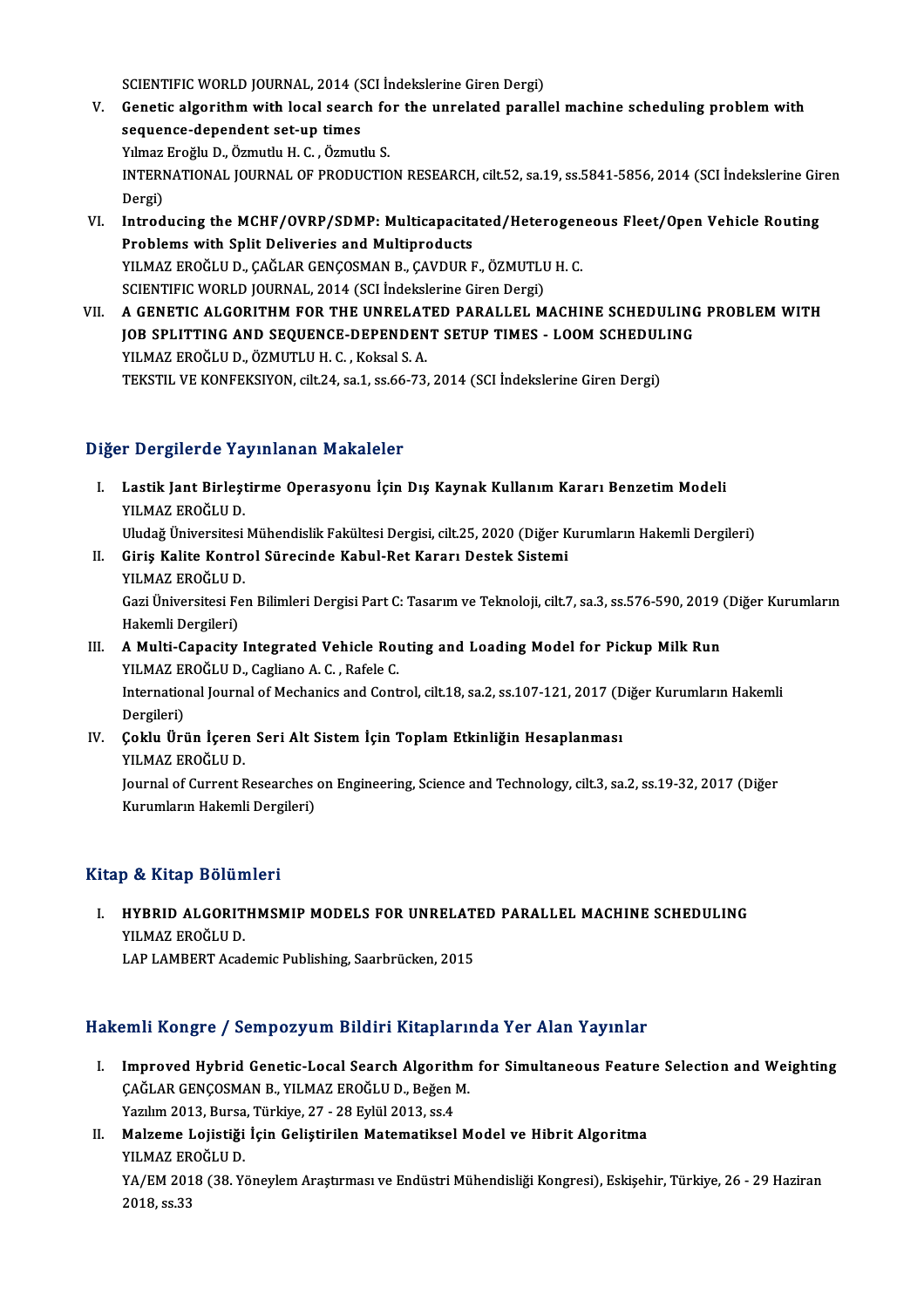SCIENTIFIC WORLD JOURNAL, 2014 (SCI İndekslerine Giren Dergi)

V. **Genetic algorithm with local search for the unrelated parallel machine scheduling problem with sequence-dependent set-up times**
   Yılmaz Eroğlu D., Özmutlu H. C. , Özmutlu S.
   INTERNATIONAL JOURNAL OF PRODUCTION RESEARCH, cilt.52, sa.19, ss.5841-5856, 2014 (SCI İndekslerine Giren Dergi)

VI. **Introducing the MCHF/OVRP/SDMP: Multicapacitated/Heterogeneous Fleet/Open Vehicle Routing Problems with Split Deliveries and Multiproducts**
   YILMAZ EROĞLU D., ÇAĞLAR GENÇOSMAN B., ÇAVDUR F., ÖZMUTLU H. C.
   SCIENTIFIC WORLD JOURNAL, 2014 (SCI İndekslerine Giren Dergi)

VII. **A GENETIC ALGORITHM FOR THE UNRELATED PARALLEL MACHINE SCHEDULING PROBLEM WITH JOB SPLITTING AND SEQUENCE-DEPENDENT SETUP TIMES - LOOM SCHEDULING**
   YILMAZ EROĞLU D., ÖZMUTLU H. C. , Koksal S. A.
   TEKSTIL VE KONFEKSIYON, cilt.24, sa.1, ss.66-73, 2014 (SCI İndekslerine Giren Dergi)

## Diğer Dergilerde Yayınlanan Makaleler

I. **Lastik Jant Birleştirme Operasyonu İçin Dış Kaynak Kullanım Kararı Benzetim Modeli**
   YILMAZ EROĞLU D.
   Uludağ Üniversitesi Mühendislik Fakültesi Dergisi, cilt.25, 2020 (Diğer Kurumların Hakemli Dergileri)

II. **Giriş Kalite Kontrol Sürecinde Kabul-Ret Kararı Destek Sistemi**
   YILMAZ EROĞLU D.
   Gazi Üniversitesi Fen Bilimleri Dergisi Part C: Tasarım ve Teknoloji, cilt.7, sa.3, ss.576-590, 2019 (Diğer Kurumların Hakemli Dergileri)

III. **A Multi-Capacity Integrated Vehicle Routing and Loading Model for Pickup Milk Run**
   YILMAZ EROĞLU D., Cagliano A. C. , Rafele C.
   International Journal of Mechanics and Control, cilt.18, sa.2, ss.107-121, 2017 (Diğer Kurumların Hakemli Dergileri)

IV. **Çoklu Ürün İçeren Seri Alt Sistem İçin Toplam Etkinliğin Hesaplanması**
   YILMAZ EROĞLU D.
   Journal of Current Researches on Engineering, Science and Technology, cilt.3, sa.2, ss.19-32, 2017 (Diğer Kurumların Hakemli Dergileri)

## Kitap & Kitap Bölümleri

I. **HYBRID ALGORITHMSMIP MODELS FOR UNRELATED PARALLEL MACHINE SCHEDULING**
   YILMAZ EROĞLU D.
   LAP LAMBERT Academic Publishing, Saarbrücken, 2015

## Hakemli Kongre / Sempozyum Bildiri Kitaplarında Yer Alan Yayınlar

I. **Improved Hybrid Genetic-Local Search Algorithm for Simultaneous Feature Selection and Weighting**
   ÇAĞLAR GENÇOSMAN B., YILMAZ EROĞLU D., Beğen M.
   Yazılım 2013, Bursa, Türkiye, 27 - 28 Eylül 2013, ss.4

II. **Malzeme Lojistiği İçin Geliştirilen Matematiksel Model ve Hibrit Algoritma**
   YILMAZ EROĞLU D.
   YA/EM 2018 (38. Yöneylem Araştırması ve Endüstri Mühendisliği Kongresi), Eskişehir, Türkiye, 26 - 29 Haziran 2018, ss.33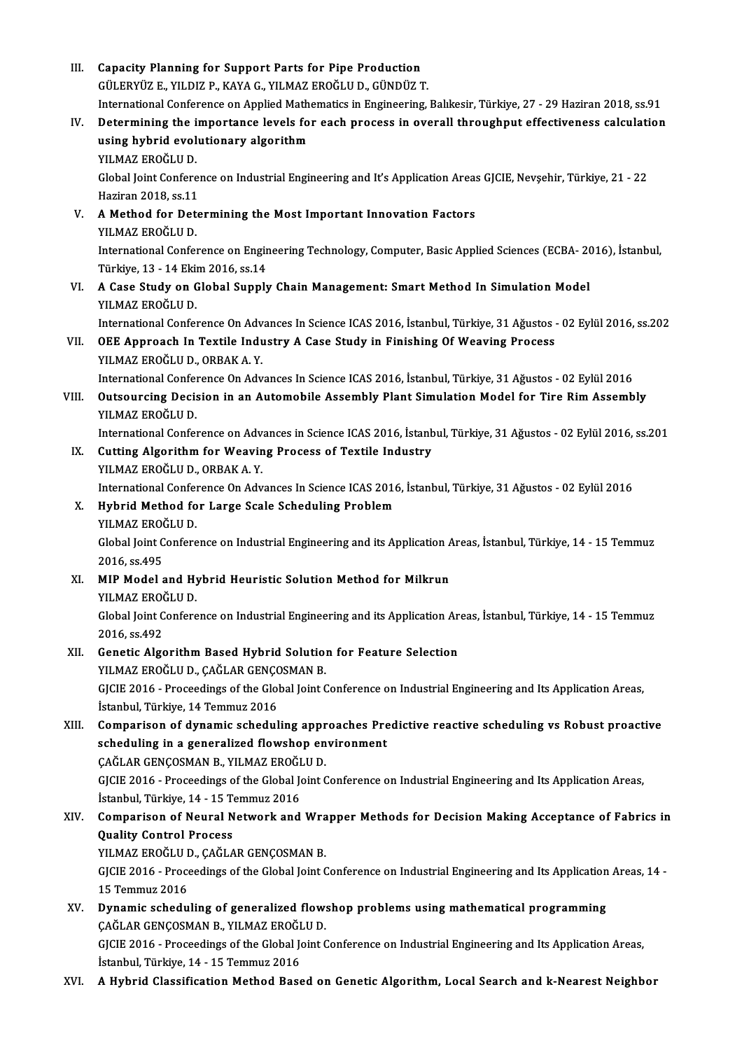III. **Capacity Planning for Support Parts for Pipe Production**
GÜLERYÜZ E., YILDIZ P., KAYA G., YILMAZ EROĞLU D., GÜNDÜZ T.
International Conference on Applied Mathematics in Engineering, Balıkesir, Türkiye, 27 - 29 Haziran 2018, ss.91

IV. **Determining the importance levels for each process in overall throughput effectiveness calculation using hybrid evolutionary algorithm**
YILMAZ EROĞLU D.
Global Joint Conference on Industrial Engineering and It's Application Areas GJCIE, Nevşehir, Türkiye, 21 - 22 Haziran 2018, ss.11

V. **A Method for Determining the Most Important Innovation Factors**
YILMAZ EROĞLU D.
International Conference on Engineering Technology, Computer, Basic Applied Sciences (ECBA- 2016), İstanbul, Türkiye, 13 - 14 Ekim 2016, ss.14

VI. **A Case Study on Global Supply Chain Management: Smart Method In Simulation Model**
YILMAZ EROĞLU D.
International Conference On Advances In Science ICAS 2016, İstanbul, Türkiye, 31 Ağustos - 02 Eylül 2016, ss.202

VII. **OEE Approach In Textile Industry A Case Study in Finishing Of Weaving Process**
YILMAZ EROĞLU D., ORBAK A. Y.
International Conference On Advances In Science ICAS 2016, İstanbul, Türkiye, 31 Ağustos - 02 Eylül 2016

VIII. **Outsourcing Decision in an Automobile Assembly Plant Simulation Model for Tire Rim Assembly**
YILMAZ EROĞLU D.
International Conference on Advances in Science ICAS 2016, İstanbul, Türkiye, 31 Ağustos - 02 Eylül 2016, ss.201

IX. **Cutting Algorithm for Weaving Process of Textile Industry**
YILMAZ EROĞLU D., ORBAK A. Y.
International Conference On Advances In Science ICAS 2016, İstanbul, Türkiye, 31 Ağustos - 02 Eylül 2016

X. **Hybrid Method for Large Scale Scheduling Problem**
YILMAZ EROĞLU D.
Global Joint Conference on Industrial Engineering and its Application Areas, İstanbul, Türkiye, 14 - 15 Temmuz 2016, ss.495

XI. **MIP Model and Hybrid Heuristic Solution Method for Milkrun**
YILMAZ EROĞLU D.
Global Joint Conference on Industrial Engineering and its Application Areas, İstanbul, Türkiye, 14 - 15 Temmuz 2016, ss.492

XII. **Genetic Algorithm Based Hybrid Solution for Feature Selection**
YILMAZ EROĞLU D., ÇAĞLAR GENÇOSMAN B.
GJCIE 2016 - Proceedings of the Global Joint Conference on Industrial Engineering and Its Application Areas, İstanbul, Türkiye, 14 Temmuz 2016

XIII. **Comparison of dynamic scheduling approaches Predictive reactive scheduling vs Robust proactive scheduling in a generalized flowshop environment**
ÇAĞLAR GENÇOSMAN B., YILMAZ EROĞLU D.
GJCIE 2016 - Proceedings of the Global Joint Conference on Industrial Engineering and Its Application Areas, İstanbul, Türkiye, 14 - 15 Temmuz 2016

XIV. **Comparison of Neural Network and Wrapper Methods for Decision Making Acceptance of Fabrics in Quality Control Process**
YILMAZ EROĞLU D., ÇAĞLAR GENÇOSMAN B.
GJCIE 2016 - Proceedings of the Global Joint Conference on Industrial Engineering and Its Application Areas, 14 - 15 Temmuz 2016

XV. **Dynamic scheduling of generalized flowshop problems using mathematical programming**
ÇAĞLAR GENÇOSMAN B., YILMAZ EROĞLU D.
GJCIE 2016 - Proceedings of the Global Joint Conference on Industrial Engineering and Its Application Areas, İstanbul, Türkiye, 14 - 15 Temmuz 2016

XVI. **A Hybrid Classification Method Based on Genetic Algorithm, Local Search and k-Nearest Neighbor**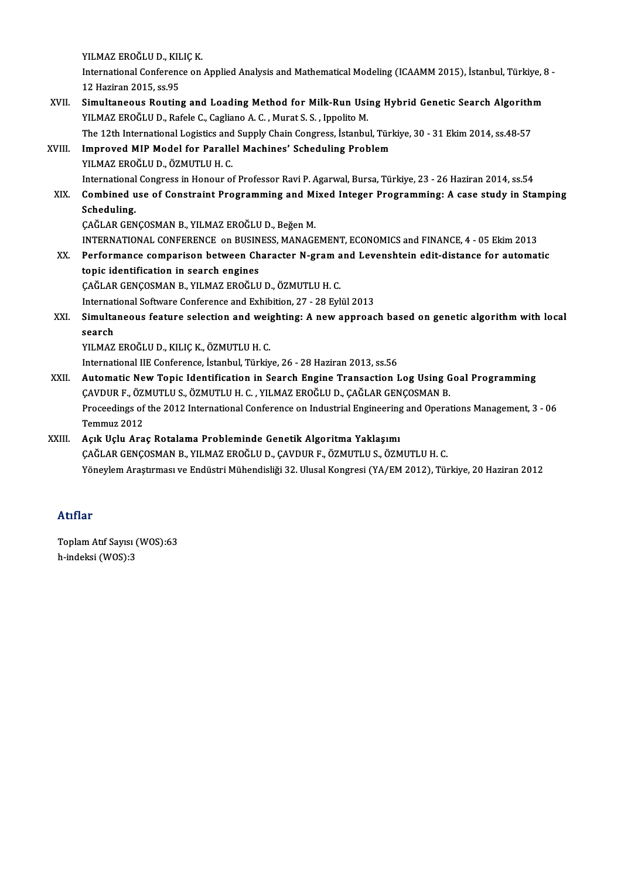YILMAZ EROĞLU D., KILIÇ K.
International Conference on Applied Analysis and Mathematical Modeling (ICAAMM 2015), İstanbul, Türkiye, 8 - 12 Haziran 2015, ss.95

XVII. **Simultaneous Routing and Loading Method for Milk-Run Using Hybrid Genetic Search Algorithm**
YILMAZ EROĞLU D., Rafele C., Cagliano A. C. , Murat S. S. , Ippolito M.
The 12th International Logistics and Supply Chain Congress, İstanbul, Türkiye, 30 - 31 Ekim 2014, ss.48-57

XVIII. **Improved MIP Model for Parallel Machines' Scheduling Problem**
YILMAZ EROĞLU D., ÖZMUTLU H. C.
International Congress in Honour of Professor Ravi P. Agarwal, Bursa, Türkiye, 23 - 26 Haziran 2014, ss.54

XIX. **Combined use of Constraint Programming and Mixed Integer Programming: A case study in Stamping Scheduling.**
ÇAĞLAR GENÇOSMAN B., YILMAZ EROĞLU D., Beğen M.
INTERNATIONAL CONFERENCE on BUSINESS, MANAGEMENT, ECONOMICS and FINANCE, 4 - 05 Ekim 2013

XX. **Performance comparison between Character N-gram and Levenshtein edit-distance for automatic topic identification in search engines**
ÇAĞLAR GENÇOSMAN B., YILMAZ EROĞLU D., ÖZMUTLU H. C.
International Software Conference and Exhibition, 27 - 28 Eylül 2013

XXI. **Simultaneous feature selection and weighting: A new approach based on genetic algorithm with local search**
YILMAZ EROĞLU D., KILIÇ K., ÖZMUTLU H. C.
International IIE Conference, İstanbul, Türkiye, 26 - 28 Haziran 2013, ss.56

XXII. **Automatic New Topic Identification in Search Engine Transaction Log Using Goal Programming**
ÇAVDUR F., ÖZMUTLU S., ÖZMUTLU H. C. , YILMAZ EROĞLU D., ÇAĞLAR GENÇOSMAN B.
Proceedings of the 2012 International Conference on Industrial Engineering and Operations Management, 3 - 06 Temmuz 2012

XXIII. **Açık Uçlu Araç Rotalama Probleminde Genetik Algoritma Yaklaşımı**
ÇAĞLAR GENÇOSMAN B., YILMAZ EROĞLU D., ÇAVDUR F., ÖZMUTLU S., ÖZMUTLU H. C.
Yöneylem Araştırması ve Endüstri Mühendisliği 32. Ulusal Kongresi (YA/EM 2012), Türkiye, 20 Haziran 2012

## Atıflar

Toplam Atıf Sayısı (WOS):63
h-indeksi (WOS):3